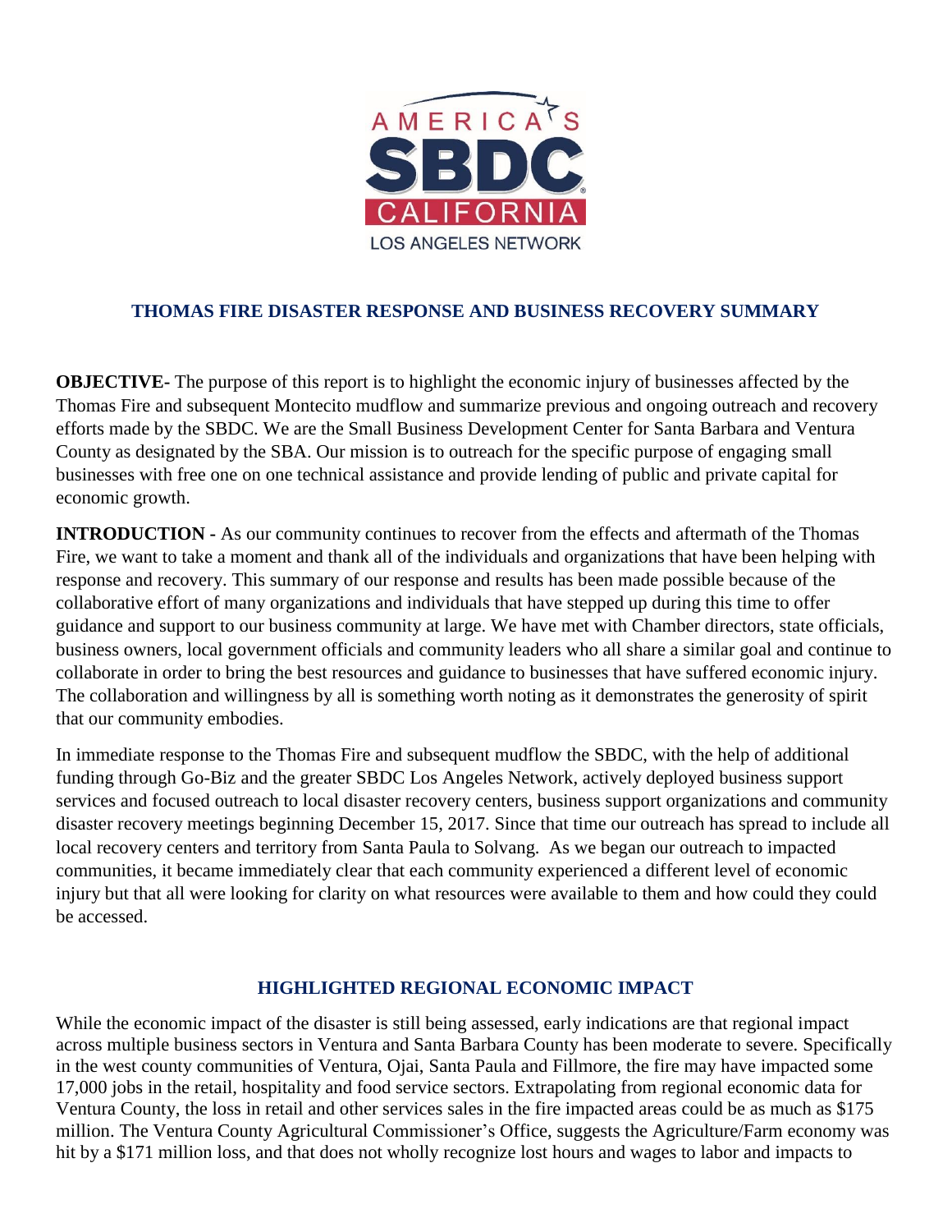AMERICA'S SBDC CALIFORNIA
LOS ANGELES NETWORK

## THOMAS FIRE DISASTER RESPONSE AND BUSINESS RECOVERY SUMMARY

**OBJECTIVE-** The purpose of this report is to highlight the economic injury of businesses affected by the Thomas Fire and subsequent Montecito mudflow and summarize previous and ongoing outreach and recovery efforts made by the SBDC. We are the Small Business Development Center for Santa Barbara and Ventura County as designated by the SBA. Our mission is to outreach for the specific purpose of engaging small businesses with free one on one technical assistance and provide lending of public and private capital for economic growth.

**INTRODUCTION -** As our community continues to recover from the effects and aftermath of the Thomas Fire, we want to take a moment and thank all of the individuals and organizations that have been helping with response and recovery. This summary of our response and results has been made possible because of the collaborative effort of many organizations and individuals that have stepped up during this time to offer guidance and support to our business community at large. We have met with Chamber directors, state officials, business owners, local government officials and community leaders who all share a similar goal and continue to collaborate in order to bring the best resources and guidance to businesses that have suffered economic injury. The collaboration and willingness by all is something worth noting as it demonstrates the generosity of spirit that our community embodies.

In immediate response to the Thomas Fire and subsequent mudflow the SBDC, with the help of additional funding through Go-Biz and the greater SBDC Los Angeles Network, actively deployed business support services and focused outreach to local disaster recovery centers, business support organizations and community disaster recovery meetings beginning December 15, 2017. Since that time our outreach has spread to include all local recovery centers and territory from Santa Paula to Solvang. As we began our outreach to impacted communities, it became immediately clear that each community experienced a different level of economic injury but that all were looking for clarity on what resources were available to them and how could they could be accessed.

## HIGHLIGHTED REGIONAL ECONOMIC IMPACT

While the economic impact of the disaster is still being assessed, early indications are that regional impact across multiple business sectors in Ventura and Santa Barbara County has been moderate to severe. Specifically in the west county communities of Ventura, Ojai, Santa Paula and Fillmore, the fire may have impacted some 17,000 jobs in the retail, hospitality and food service sectors. Extrapolating from regional economic data for Ventura County, the loss in retail and other services sales in the fire impacted areas could be as much as $175 million. The Ventura County Agricultural Commissioner's Office, suggests the Agriculture/Farm economy was hit by a $171 million loss, and that does not wholly recognize lost hours and wages to labor and impacts to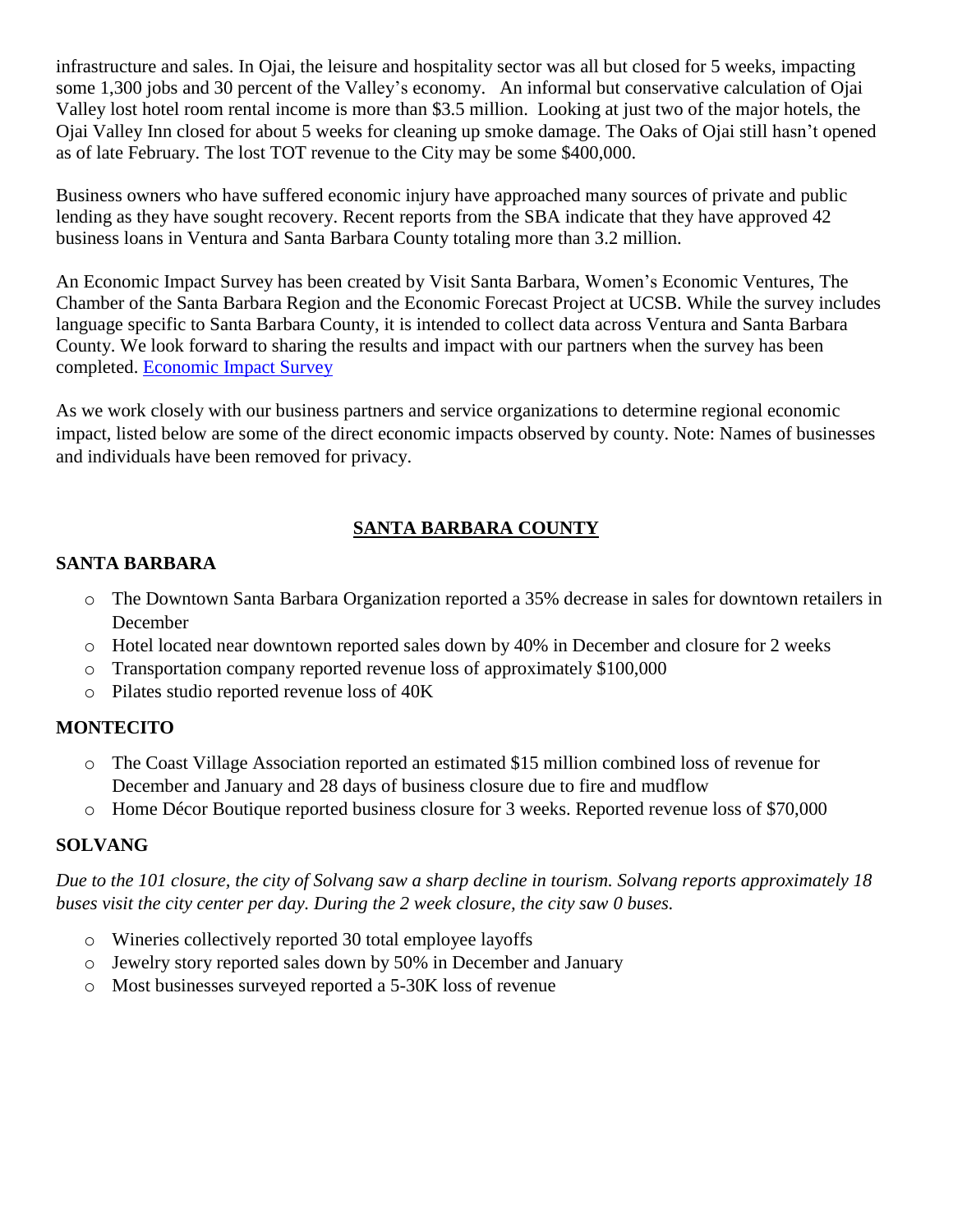infrastructure and sales. In Ojai, the leisure and hospitality sector was all but closed for 5 weeks, impacting some 1,300 jobs and 30 percent of the Valley's economy. An informal but conservative calculation of Ojai Valley lost hotel room rental income is more than $3.5 million. Looking at just two of the major hotels, the Ojai Valley Inn closed for about 5 weeks for cleaning up smoke damage. The Oaks of Ojai still hasn't opened as of late February. The lost TOT revenue to the City may be some $400,000.

Business owners who have suffered economic injury have approached many sources of private and public lending as they have sought recovery. Recent reports from the SBA indicate that they have approved 42 business loans in Ventura and Santa Barbara County totaling more than 3.2 million.

An Economic Impact Survey has been created by Visit Santa Barbara, Women's Economic Ventures, The Chamber of the Santa Barbara Region and the Economic Forecast Project at UCSB. While the survey includes language specific to Santa Barbara County, it is intended to collect data across Ventura and Santa Barbara County. We look forward to sharing the results and impact with our partners when the survey has been completed. Economic Impact Survey

As we work closely with our business partners and service organizations to determine regional economic impact, listed below are some of the direct economic impacts observed by county. Note: Names of businesses and individuals have been removed for privacy.

## SANTA BARBARA COUNTY

### SANTA BARBARA

- The Downtown Santa Barbara Organization reported a 35% decrease in sales for downtown retailers in December
- Hotel located near downtown reported sales down by 40% in December and closure for 2 weeks
- Transportation company reported revenue loss of approximately $100,000
- Pilates studio reported revenue loss of 40K

### MONTECITO

- The Coast Village Association reported an estimated $15 million combined loss of revenue for December and January and 28 days of business closure due to fire and mudflow
- Home Décor Boutique reported business closure for 3 weeks. Reported revenue loss of $70,000

### SOLVANG

*Due to the 101 closure, the city of Solvang saw a sharp decline in tourism. Solvang reports approximately 18 buses visit the city center per day. During the 2 week closure, the city saw 0 buses.*

- Wineries collectively reported 30 total employee layoffs
- Jewelry story reported sales down by 50% in December and January
- Most businesses surveyed reported a 5-30K loss of revenue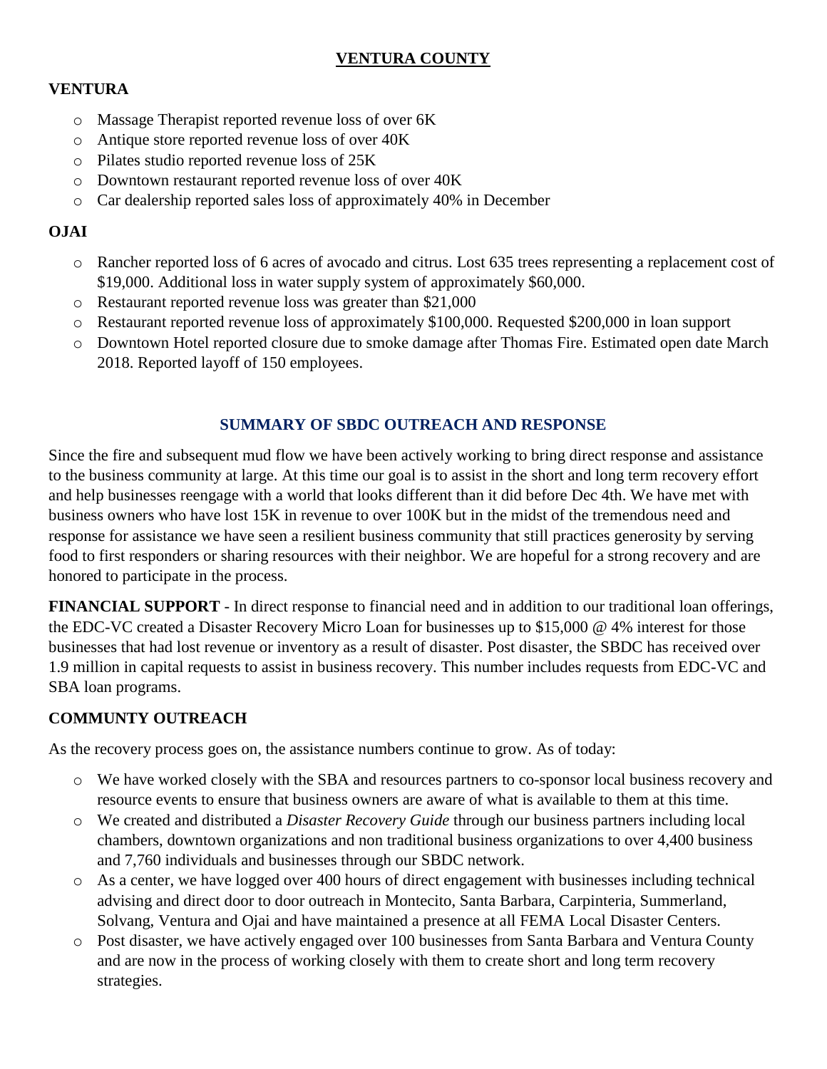## VENTURA COUNTY

### VENTURA

- Massage Therapist reported revenue loss of over 6K
- Antique store reported revenue loss of over 40K
- Pilates studio reported revenue loss of 25K
- Downtown restaurant reported revenue loss of over 40K
- Car dealership reported sales loss of approximately 40% in December

### OJAI

- Rancher reported loss of 6 acres of avocado and citrus. Lost 635 trees representing a replacement cost of $19,000. Additional loss in water supply system of approximately $60,000.
- Restaurant reported revenue loss was greater than $21,000
- Restaurant reported revenue loss of approximately $100,000. Requested $200,000 in loan support
- Downtown Hotel reported closure due to smoke damage after Thomas Fire. Estimated open date March 2018. Reported layoff of 150 employees.

## SUMMARY OF SBDC OUTREACH AND RESPONSE

Since the fire and subsequent mud flow we have been actively working to bring direct response and assistance to the business community at large. At this time our goal is to assist in the short and long term recovery effort and help businesses reengage with a world that looks different than it did before Dec 4th. We have met with business owners who have lost 15K in revenue to over 100K but in the midst of the tremendous need and response for assistance we have seen a resilient business community that still practices generosity by serving food to first responders or sharing resources with their neighbor. We are hopeful for a strong recovery and are honored to participate in the process.

**FINANCIAL SUPPORT** - In direct response to financial need and in addition to our traditional loan offerings, the EDC-VC created a Disaster Recovery Micro Loan for businesses up to $15,000 @ 4% interest for those businesses that had lost revenue or inventory as a result of disaster. Post disaster, the SBDC has received over 1.9 million in capital requests to assist in business recovery. This number includes requests from EDC-VC and SBA loan programs.

### COMMUNTY OUTREACH

As the recovery process goes on, the assistance numbers continue to grow. As of today:

- We have worked closely with the SBA and resources partners to co-sponsor local business recovery and resource events to ensure that business owners are aware of what is available to them at this time.
- We created and distributed a *Disaster Recovery Guide* through our business partners including local chambers, downtown organizations and non traditional business organizations to over 4,400 business and 7,760 individuals and businesses through our SBDC network.
- As a center, we have logged over 400 hours of direct engagement with businesses including technical advising and direct door to door outreach in Montecito, Santa Barbara, Carpinteria, Summerland, Solvang, Ventura and Ojai and have maintained a presence at all FEMA Local Disaster Centers.
- Post disaster, we have actively engaged over 100 businesses from Santa Barbara and Ventura County and are now in the process of working closely with them to create short and long term recovery strategies.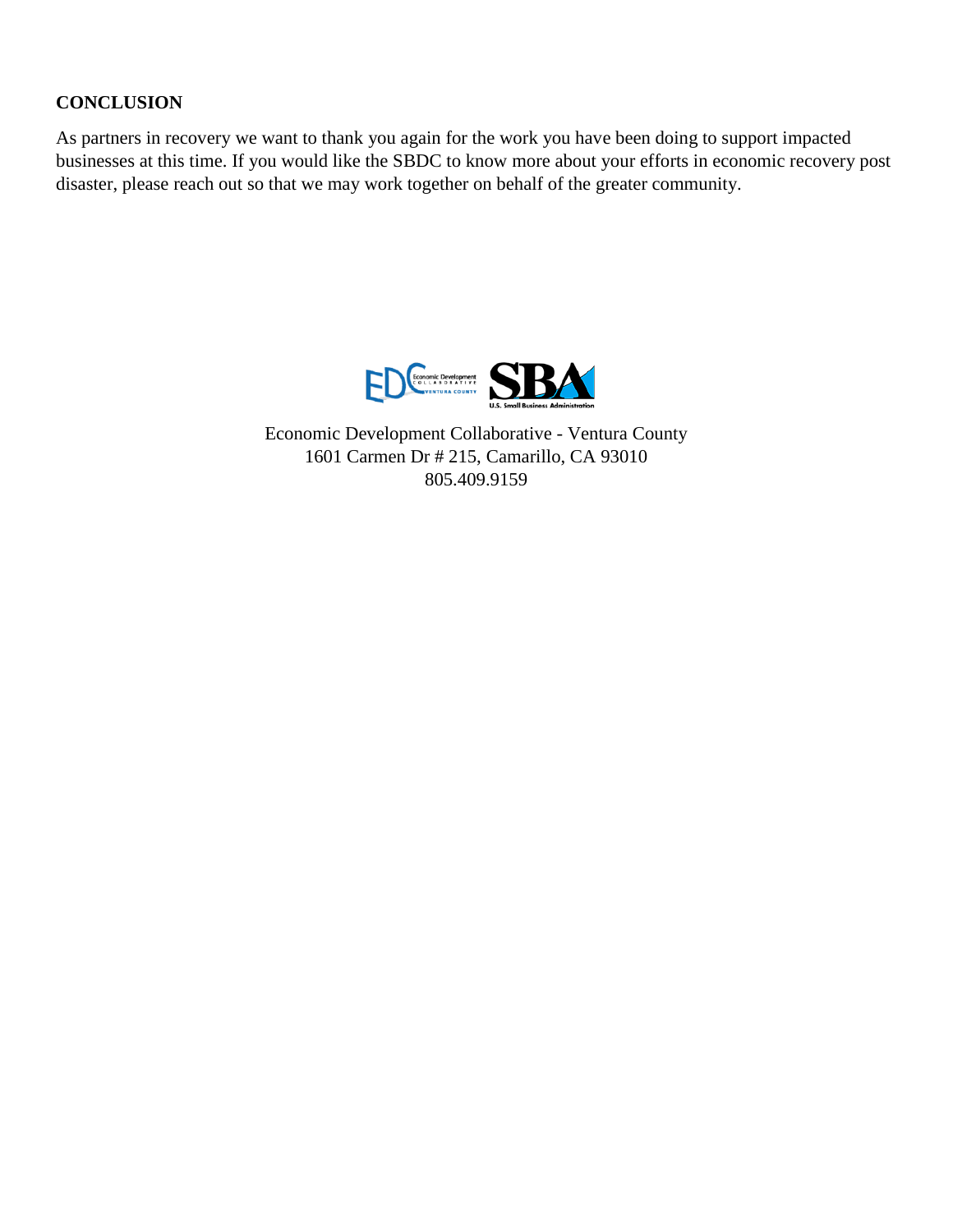## CONCLUSION

As partners in recovery we want to thank you again for the work you have been doing to support impacted businesses at this time. If you would like the SBDC to know more about your efforts in economic recovery post disaster, please reach out so that we may work together on behalf of the greater community.

Economic Development Collaborative - Ventura County
1601 Carmen Dr # 215, Camarillo, CA 93010
805.409.9159